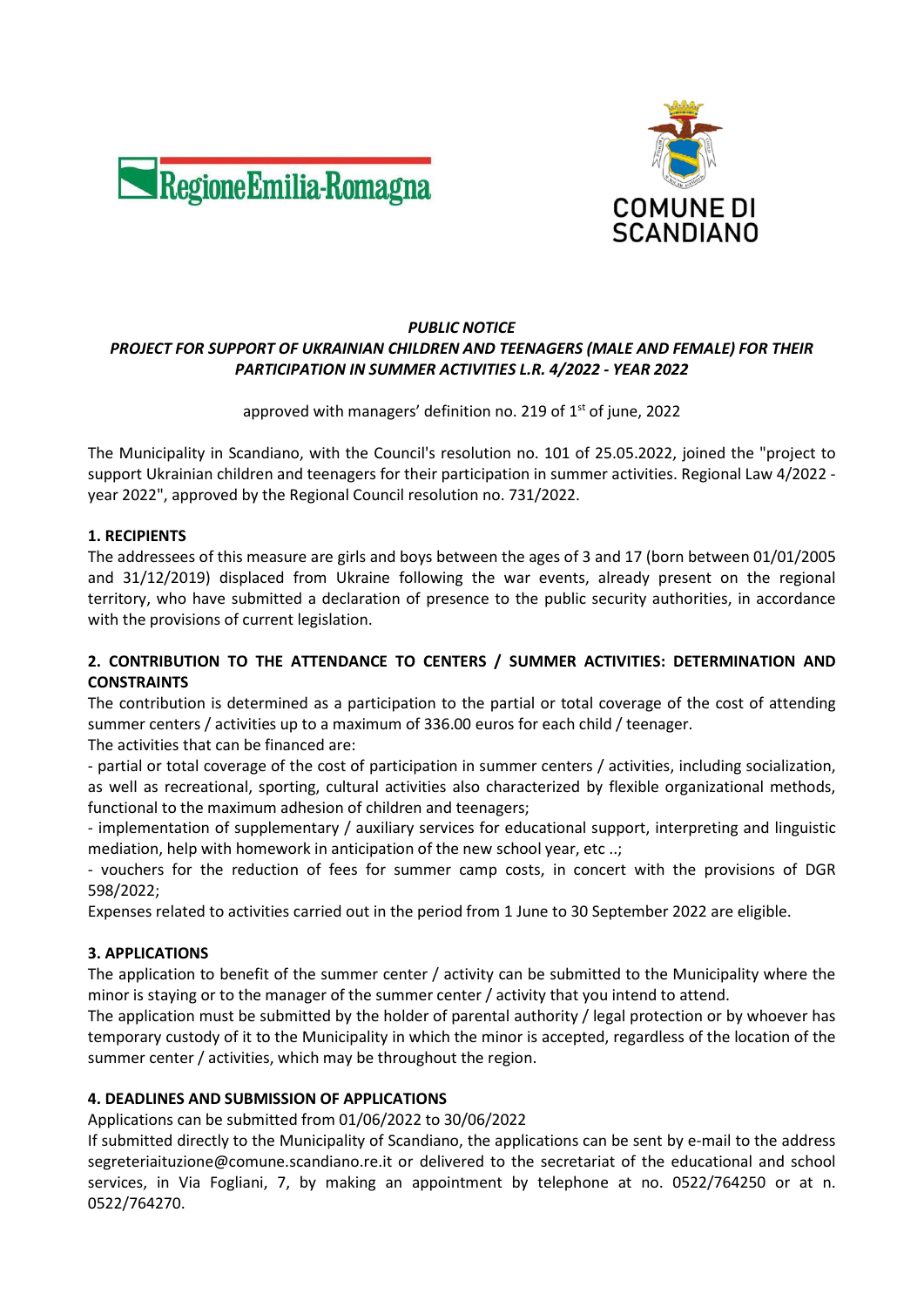RegioneEmilia-Romagna

COMUNE DI SCANDIANO

***PUBLIC NOTICE***
***PROJECT FOR SUPPORT OF UKRAINIAN CHILDREN AND TEENAGERS (MALE AND FEMALE) FOR THEIR PARTICIPATION IN SUMMER ACTIVITIES L.R. 4/2022 - YEAR 2022***

approved with managers' definition no. 219 of 1st of june, 2022

The Municipality in Scandiano, with the Council's resolution no. 101 of 25.05.2022, joined the "project to support Ukrainian children and teenagers for their participation in summer activities. Regional Law 4/2022 - year 2022", approved by the Regional Council resolution no. 731/2022.

**1. RECIPIENTS**

The addressees of this measure are girls and boys between the ages of 3 and 17 (born between 01/01/2005 and 31/12/2019) displaced from Ukraine following the war events, already present on the regional territory, who have submitted a declaration of presence to the public security authorities, in accordance with the provisions of current legislation.

**2. CONTRIBUTION TO THE ATTENDANCE TO CENTERS / SUMMER ACTIVITIES: DETERMINATION AND CONSTRAINTS**

The contribution is determined as a participation to the partial or total coverage of the cost of attending summer centers / activities up to a maximum of 336.00 euros for each child / teenager.

The activities that can be financed are:

- partial or total coverage of the cost of participation in summer centers / activities, including socialization, as well as recreational, sporting, cultural activities also characterized by flexible organizational methods, functional to the maximum adhesion of children and teenagers;
- implementation of supplementary / auxiliary services for educational support, interpreting and linguistic mediation, help with homework in anticipation of the new school year, etc ..;
- vouchers for the reduction of fees for summer camp costs, in concert with the provisions of DGR 598/2022;

Expenses related to activities carried out in the period from 1 June to 30 September 2022 are eligible.

**3. APPLICATIONS**

The application to benefit of the summer center / activity can be submitted to the Municipality where the minor is staying or to the manager of the summer center / activity that you intend to attend.

The application must be submitted by the holder of parental authority / legal protection or by whoever has temporary custody of it to the Municipality in which the minor is accepted, regardless of the location of the summer center / activities, which may be throughout the region.

**4. DEADLINES AND SUBMISSION OF APPLICATIONS**

Applications can be submitted from 01/06/2022 to 30/06/2022

If submitted directly to the Municipality of Scandiano, the applications can be sent by e-mail to the address segreteriaituzione@comune.scandiano.re.it or delivered to the secretariat of the educational and school services, in Via Fogliani, 7, by making an appointment by telephone at no. 0522/764250 or at n. 0522/764270.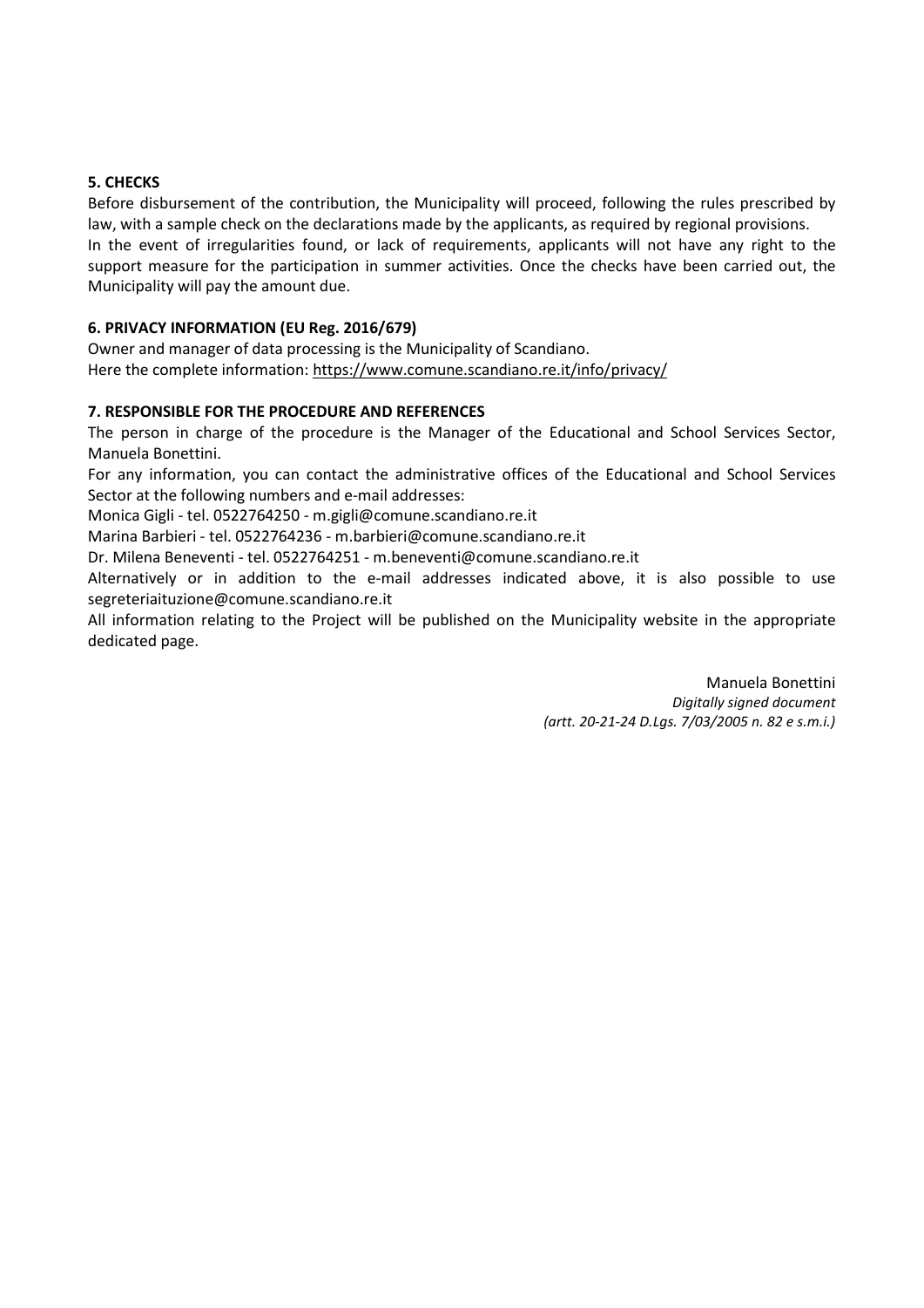**5. CHECKS**

Before disbursement of the contribution, the Municipality will proceed, following the rules prescribed by law, with a sample check on the declarations made by the applicants, as required by regional provisions.
In the event of irregularities found, or lack of requirements, applicants will not have any right to the support measure for the participation in summer activities. Once the checks have been carried out, the Municipality will pay the amount due.

**6. PRIVACY INFORMATION (EU Reg. 2016/679)**

Owner and manager of data processing is the Municipality of Scandiano.
Here the complete information: https://www.comune.scandiano.re.it/info/privacy/

**7. RESPONSIBLE FOR THE PROCEDURE AND REFERENCES**

The person in charge of the procedure is the Manager of the Educational and School Services Sector, Manuela Bonettini.
For any information, you can contact the administrative offices of the Educational and School Services Sector at the following numbers and e-mail addresses:
Monica Gigli - tel. 0522764250 - m.gigli@comune.scandiano.re.it
Marina Barbieri - tel. 0522764236 - m.barbieri@comune.scandiano.re.it
Dr. Milena Beneventi - tel. 0522764251 - m.beneventi@comune.scandiano.re.it
Alternatively or in addition to the e-mail addresses indicated above, it is also possible to use segreteriaituzione@comune.scandiano.re.it
All information relating to the Project will be published on the Municipality website in the appropriate dedicated page.

Manuela Bonettini
*Digitally signed document*
*(artt. 20-21-24 D.Lgs. 7/03/2005 n. 82 e s.m.i.)*